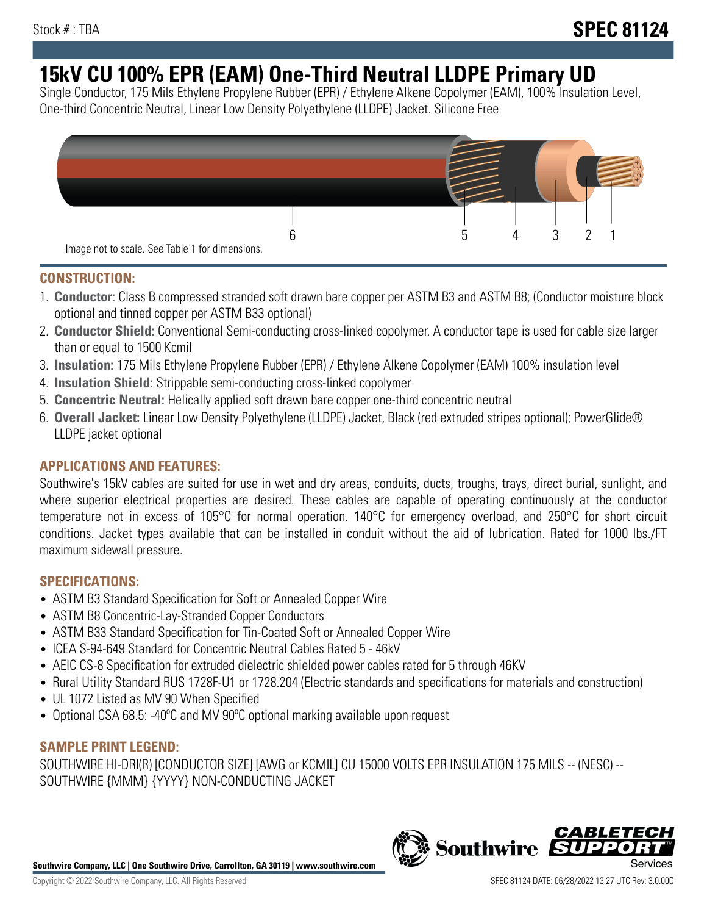Stock # : TBA

**SPEC 81124**

# 15kV CU 100% EPR (EAM) One-Third Neutral LLDPE Primary UD

Single Conductor, 175 Mils Ethylene Propylene Rubber (EPR) / Ethylene Alkene Copolymer (EAM), 100% Insulation Level, One-third Concentric Neutral, Linear Low Density Polyethylene (LLDPE) Jacket. Silicone Free

6 5 4 3 2 1

Image not to scale. See Table 1 for dimensions.

## CONSTRUCTION:

1. **Conductor:** Class B compressed stranded soft drawn bare copper per ASTM B3 and ASTM B8; (Conductor moisture block optional and tinned copper per ASTM B33 optional)
2. **Conductor Shield:** Conventional Semi-conducting cross-linked copolymer. A conductor tape is used for cable size larger than or equal to 1500 Kcmil
3. **Insulation:** 175 Mils Ethylene Propylene Rubber (EPR) / Ethylene Alkene Copolymer (EAM) 100% insulation level
4. **Insulation Shield:** Strippable semi-conducting cross-linked copolymer
5. **Concentric Neutral:** Helically applied soft drawn bare copper one-third concentric neutral
6. **Overall Jacket:** Linear Low Density Polyethylene (LLDPE) Jacket, Black (red extruded stripes optional); PowerGlide® LLDPE jacket optional

## APPLICATIONS AND FEATURES:

Southwire's 15kV cables are suited for use in wet and dry areas, conduits, ducts, troughs, trays, direct burial, sunlight, and where superior electrical properties are desired. These cables are capable of operating continuously at the conductor temperature not in excess of 105°C for normal operation. 140°C for emergency overload, and 250°C for short circuit conditions. Jacket types available that can be installed in conduit without the aid of lubrication. Rated for 1000 lbs./FT maximum sidewall pressure.

## SPECIFICATIONS:

- ASTM B3 Standard Specification for Soft or Annealed Copper Wire
- ASTM B8 Concentric-Lay-Stranded Copper Conductors
- ASTM B33 Standard Specification for Tin-Coated Soft or Annealed Copper Wire
- ICEA S-94-649 Standard for Concentric Neutral Cables Rated 5 - 46kV
- AEIC CS-8 Specification for extruded dielectric shielded power cables rated for 5 through 46KV
- Rural Utility Standard RUS 1728F-U1 or 1728.204 (Electric standards and specifications for materials and construction)
- UL 1072 Listed as MV 90 When Specified
- Optional CSA 68.5: -40ºC and MV 90ºC optional marking available upon request

## SAMPLE PRINT LEGEND:

SOUTHWIRE HI-DRI(R) [CONDUCTOR SIZE] [AWG or KCMIL] CU 15000 VOLTS EPR INSULATION 175 MILS -- (NESC) -- SOUTHWIRE {MMM} {YYYY} NON-CONDUCTING JACKET

**Southwire Company, LLC | One Southwire Drive, Carrollton, GA 30119 | www.southwire.com**

Copyright © 2022 Southwire Company, LLC. All Rights Reserved

SPEC 81124 DATE: 06/28/2022 13:27 UTC Rev: 3.0.00C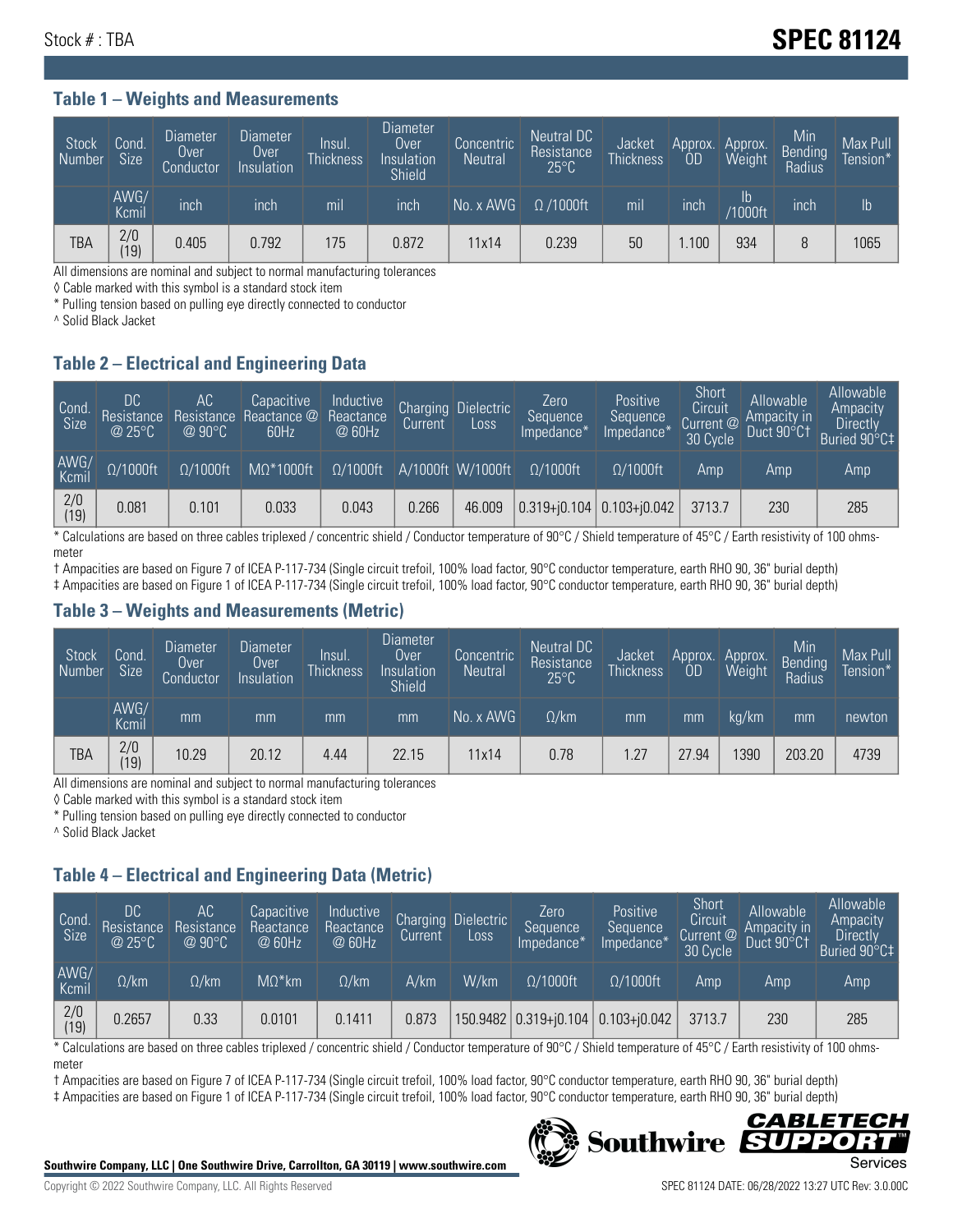Stock # : TBA

# SPEC 81124

### Table 1 – Weights and Measurements

| Stock Number | Cond. Size | Diameter Over Conductor | Diameter Over Insulation | Insul. Thickness | Diameter Over Insulation Shield | Concentric Neutral | Neutral DC Resistance 25°C | Jacket Thickness | Approx. OD | Approx. Weight | Min Bending Radius | Max Pull Tension* |
|---|---|---|---|---|---|---|---|---|---|---|---|---|
| | AWG/ Kcmil | inch | inch | mil | inch | No. x AWG | Ω /1000ft | mil | inch | lb /1000ft | inch | lb |
| TBA | 2/0 (19) | 0.405 | 0.792 | 175 | 0.872 | 11x14 | 0.239 | 50 | 1.100 | 934 | 8 | 1065 |

All dimensions are nominal and subject to normal manufacturing tolerances

◊ Cable marked with this symbol is a standard stock item

* Pulling tension based on pulling eye directly connected to conductor

^ Solid Black Jacket

### Table 2 – Electrical and Engineering Data

| Cond. Size | DC Resistance @ 25°C | AC Resistance @ 90°C | Capacitive Reactance @ 60Hz | Inductive Reactance @ 60Hz | Charging Current | Dielectric Loss | Zero Sequence Impedance* | Positive Sequence Impedance* | Short Circuit Current @ 30 Cycle | Allowable Ampacity in Duct 90°C† | Allowable Ampacity Directly Buried 90°C‡ |
|---|---|---|---|---|---|---|---|---|---|---|---|
| AWG/ Kcmil | Ω/1000ft | Ω/1000ft | MΩ*1000ft | Ω/1000ft | A/1000ft | W/1000ft | Ω/1000ft | Ω/1000ft | Amp | Amp | Amp |
| 2/0 (19) | 0.081 | 0.101 | 0.033 | 0.043 | 0.266 | 46.009 | 0.319+j0.104 | 0.103+j0.042 | 3713.7 | 230 | 285 |

* Calculations are based on three cables triplexed / concentric shield / Conductor temperature of 90°C / Shield temperature of 45°C / Earth resistivity of 100 ohms-meter

† Ampacities are based on Figure 7 of ICEA P-117-734 (Single circuit trefoil, 100% load factor, 90°C conductor temperature, earth RHO 90, 36" burial depth)

‡ Ampacities are based on Figure 1 of ICEA P-117-734 (Single circuit trefoil, 100% load factor, 90°C conductor temperature, earth RHO 90, 36" burial depth)

### Table 3 – Weights and Measurements (Metric)

| Stock Number | Cond. Size | Diameter Over Conductor | Diameter Over Insulation | Insul. Thickness | Diameter Over Insulation Shield | Concentric Neutral | Neutral DC Resistance 25°C | Jacket Thickness | Approx. OD | Approx. Weight | Min Bending Radius | Max Pull Tension* |
|---|---|---|---|---|---|---|---|---|---|---|---|---|
| | AWG/ Kcmil | mm | mm | mm | mm | No. x AWG | Ω/km | mm | mm | kg/km | mm | newton |
| TBA | 2/0 (19) | 10.29 | 20.12 | 4.44 | 22.15 | 11x14 | 0.78 | 1.27 | 27.94 | 1390 | 203.20 | 4739 |

All dimensions are nominal and subject to normal manufacturing tolerances

◊ Cable marked with this symbol is a standard stock item

* Pulling tension based on pulling eye directly connected to conductor

^ Solid Black Jacket

### Table 4 – Electrical and Engineering Data (Metric)

| Cond. Size | DC Resistance @ 25°C | AC Resistance @ 90°C | Capacitive Reactance @ 60Hz | Inductive Reactance @ 60Hz | Charging Current | Dielectric Loss | Zero Sequence Impedance* | Positive Sequence Impedance* | Short Circuit Current @ 30 Cycle | Allowable Ampacity in Duct 90°C† | Allowable Ampacity Directly Buried 90°C‡ |
|---|---|---|---|---|---|---|---|---|---|---|---|
| AWG/ Kcmil | Ω/km | Ω/km | MΩ*km | Ω/km | A/km | W/km | Ω/1000ft | Ω/1000ft | Amp | Amp | Amp |
| 2/0 (19) | 0.2657 | 0.33 | 0.0101 | 0.1411 | 0.873 | 150.9482 | 0.319+j0.104 | 0.103+j0.042 | 3713.7 | 230 | 285 |

* Calculations are based on three cables triplexed / concentric shield / Conductor temperature of 90°C / Shield temperature of 45°C / Earth resistivity of 100 ohms-meter

† Ampacities are based on Figure 7 of ICEA P-117-734 (Single circuit trefoil, 100% load factor, 90°C conductor temperature, earth RHO 90, 36" burial depth)

‡ Ampacities are based on Figure 1 of ICEA P-117-734 (Single circuit trefoil, 100% load factor, 90°C conductor temperature, earth RHO 90, 36" burial depth)

**Southwire Company, LLC | One Southwire Drive, Carrollton, GA 30119 | www.southwire.com**

Copyright © 2022 Southwire Company, LLC. All Rights Reserved

SPEC 81124 DATE: 06/28/2022 13:27 UTC Rev: 3.0.00C